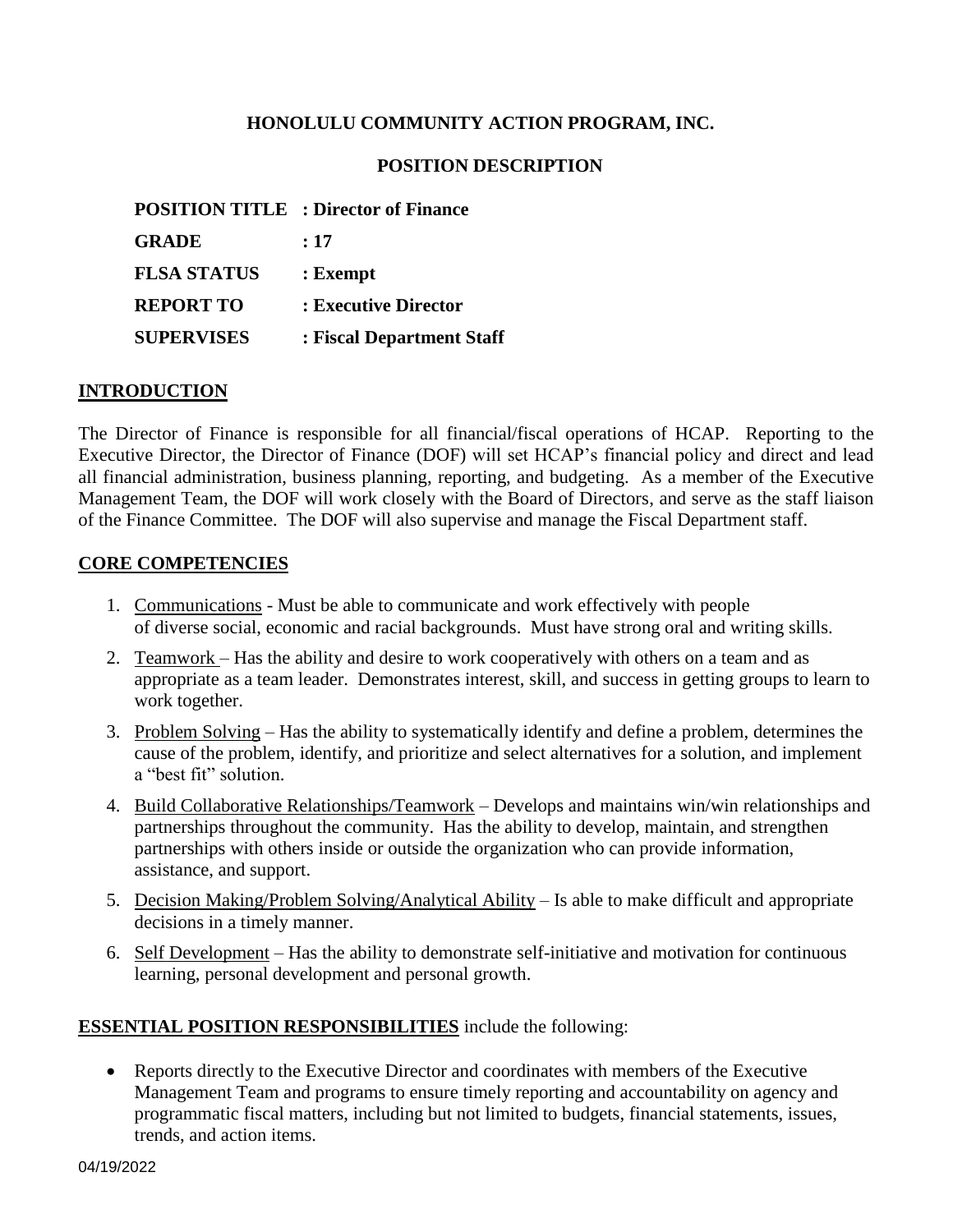**HONOLULU COMMUNITY ACTION PROGRAM, INC.**

**POSITION DESCRIPTION**

**POSITION TITLE : Director of Finance**

**GRADE : 17**

**FLSA STATUS : Exempt**

**REPORT TO : Executive Director**

**SUPERVISES : Fiscal Department Staff**

## INTRODUCTION

The Director of Finance is responsible for all financial/fiscal operations of HCAP. Reporting to the Executive Director, the Director of Finance (DOF) will set HCAP's financial policy and direct and lead all financial administration, business planning, reporting, and budgeting. As a member of the Executive Management Team, the DOF will work closely with the Board of Directors, and serve as the staff liaison of the Finance Committee. The DOF will also supervise and manage the Fiscal Department staff.

## CORE COMPETENCIES

1. Communications - Must be able to communicate and work effectively with people of diverse social, economic and racial backgrounds. Must have strong oral and writing skills.
2. Teamwork – Has the ability and desire to work cooperatively with others on a team and as appropriate as a team leader. Demonstrates interest, skill, and success in getting groups to learn to work together.
3. Problem Solving – Has the ability to systematically identify and define a problem, determines the cause of the problem, identify, and prioritize and select alternatives for a solution, and implement a "best fit" solution.
4. Build Collaborative Relationships/Teamwork – Develops and maintains win/win relationships and partnerships throughout the community. Has the ability to develop, maintain, and strengthen partnerships with others inside or outside the organization who can provide information, assistance, and support.
5. Decision Making/Problem Solving/Analytical Ability – Is able to make difficult and appropriate decisions in a timely manner.
6. Self Development – Has the ability to demonstrate self-initiative and motivation for continuous learning, personal development and personal growth.

**ESSENTIAL POSITION RESPONSIBILITIES** include the following:

- Reports directly to the Executive Director and coordinates with members of the Executive Management Team and programs to ensure timely reporting and accountability on agency and programmatic fiscal matters, including but not limited to budgets, financial statements, issues, trends, and action items.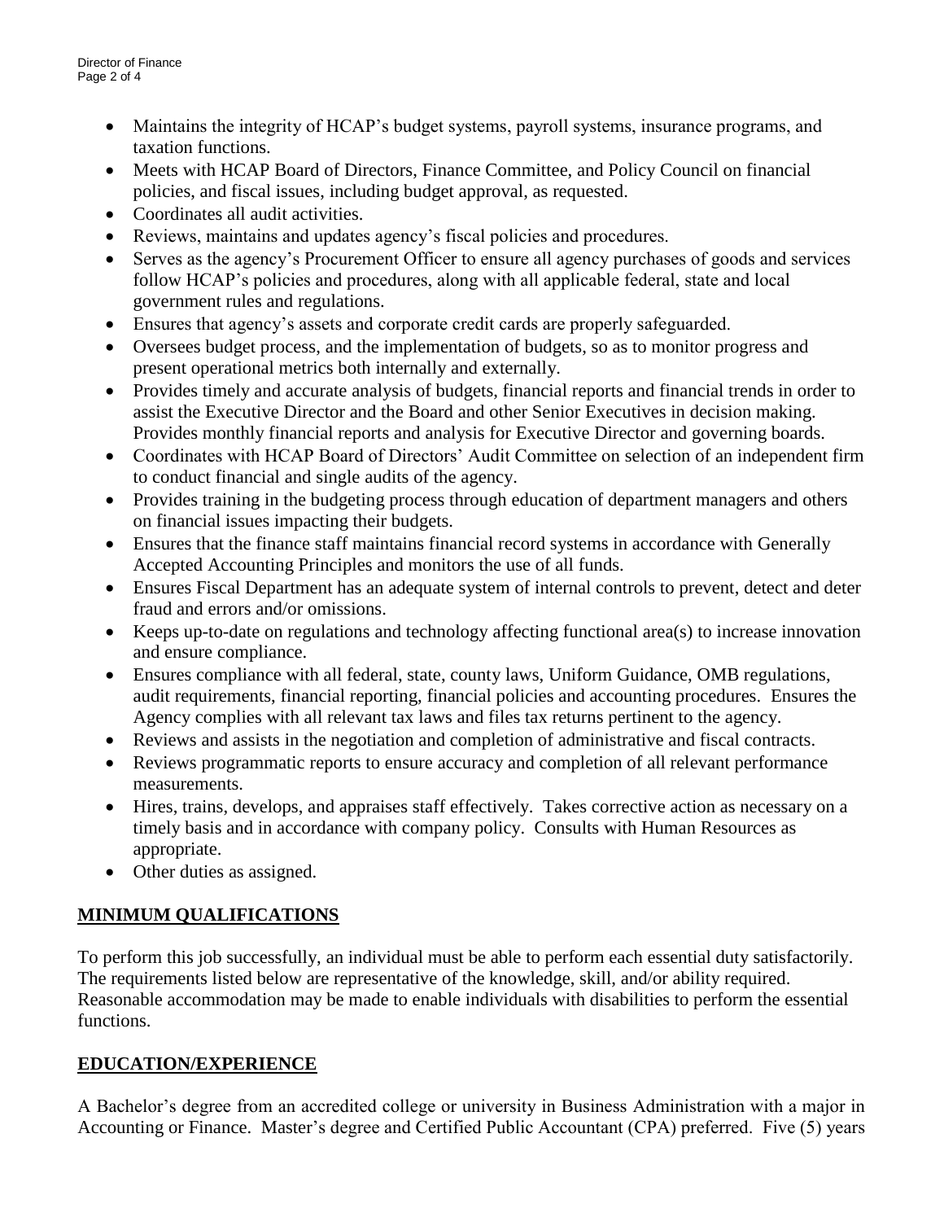- Maintains the integrity of HCAP's budget systems, payroll systems, insurance programs, and taxation functions.
- Meets with HCAP Board of Directors, Finance Committee, and Policy Council on financial policies, and fiscal issues, including budget approval, as requested.
- Coordinates all audit activities.
- Reviews, maintains and updates agency's fiscal policies and procedures.
- Serves as the agency's Procurement Officer to ensure all agency purchases of goods and services follow HCAP's policies and procedures, along with all applicable federal, state and local government rules and regulations.
- Ensures that agency's assets and corporate credit cards are properly safeguarded.
- Oversees budget process, and the implementation of budgets, so as to monitor progress and present operational metrics both internally and externally.
- Provides timely and accurate analysis of budgets, financial reports and financial trends in order to assist the Executive Director and the Board and other Senior Executives in decision making. Provides monthly financial reports and analysis for Executive Director and governing boards.
- Coordinates with HCAP Board of Directors' Audit Committee on selection of an independent firm to conduct financial and single audits of the agency.
- Provides training in the budgeting process through education of department managers and others on financial issues impacting their budgets.
- Ensures that the finance staff maintains financial record systems in accordance with Generally Accepted Accounting Principles and monitors the use of all funds.
- Ensures Fiscal Department has an adequate system of internal controls to prevent, detect and deter fraud and errors and/or omissions.
- Keeps up-to-date on regulations and technology affecting functional area(s) to increase innovation and ensure compliance.
- Ensures compliance with all federal, state, county laws, Uniform Guidance, OMB regulations, audit requirements, financial reporting, financial policies and accounting procedures. Ensures the Agency complies with all relevant tax laws and files tax returns pertinent to the agency.
- Reviews and assists in the negotiation and completion of administrative and fiscal contracts.
- Reviews programmatic reports to ensure accuracy and completion of all relevant performance measurements.
- Hires, trains, develops, and appraises staff effectively. Takes corrective action as necessary on a timely basis and in accordance with company policy. Consults with Human Resources as appropriate.
- Other duties as assigned.

## MINIMUM QUALIFICATIONS

To perform this job successfully, an individual must be able to perform each essential duty satisfactorily. The requirements listed below are representative of the knowledge, skill, and/or ability required. Reasonable accommodation may be made to enable individuals with disabilities to perform the essential functions.

## EDUCATION/EXPERIENCE

A Bachelor's degree from an accredited college or university in Business Administration with a major in Accounting or Finance. Master's degree and Certified Public Accountant (CPA) preferred. Five (5) years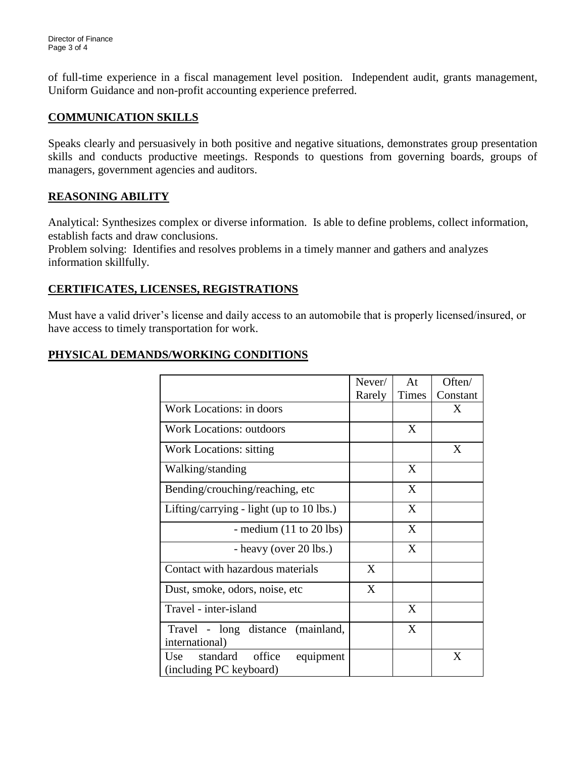of full-time experience in a fiscal management level position. Independent audit, grants management, Uniform Guidance and non-profit accounting experience preferred.

## COMMUNICATION SKILLS

Speaks clearly and persuasively in both positive and negative situations, demonstrates group presentation skills and conducts productive meetings. Responds to questions from governing boards, groups of managers, government agencies and auditors.

## REASONING ABILITY

Analytical: Synthesizes complex or diverse information. Is able to define problems, collect information, establish facts and draw conclusions.
Problem solving: Identifies and resolves problems in a timely manner and gathers and analyzes information skillfully.

## CERTIFICATES, LICENSES, REGISTRATIONS

Must have a valid driver's license and daily access to an automobile that is properly licensed/insured, or have access to timely transportation for work.

## PHYSICAL DEMANDS/WORKING CONDITIONS

| | Never/ Rarely | At Times | Often/ Constant |
|---|---|---|---|
| Work Locations: in doors | | | X |
| Work Locations: outdoors | | X | |
| Work Locations: sitting | | | X |
| Walking/standing | | X | |
| Bending/crouching/reaching, etc | | X | |
| Lifting/carrying - light (up to 10 lbs.) | | X | |
| - medium (11 to 20 lbs) | | X | |
| - heavy (over 20 lbs.) | | X | |
| Contact with hazardous materials | X | | |
| Dust, smoke, odors, noise, etc | X | | |
| Travel - inter-island | | X | |
| Travel - long distance (mainland, international) | | X | |
| Use standard office equipment (including PC keyboard) | | | X |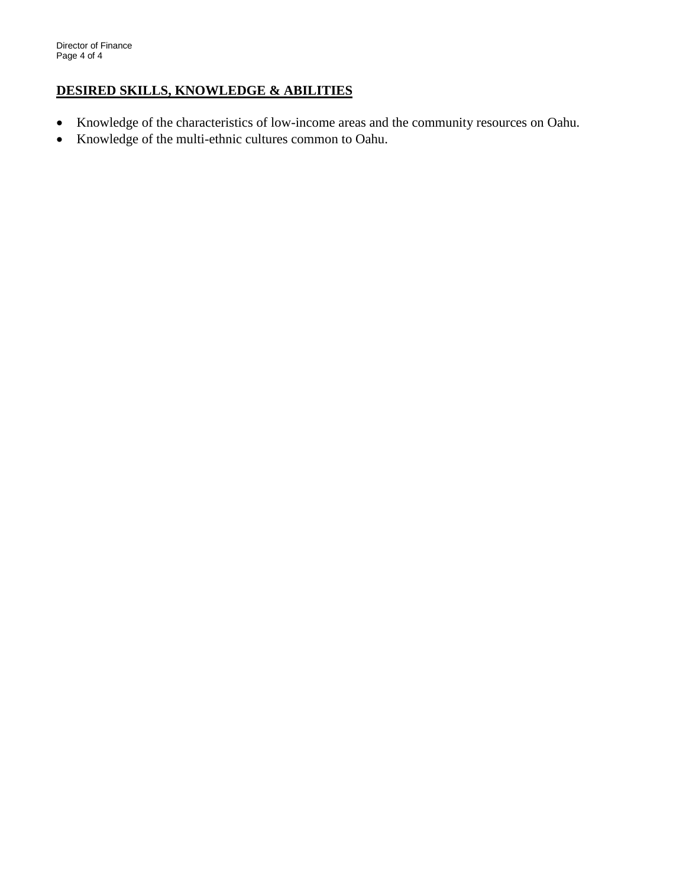## **DESIRED SKILLS, KNOWLEDGE & ABILITIES**

- Knowledge of the characteristics of low-income areas and the community resources on Oahu.
- Knowledge of the multi-ethnic cultures common to Oahu.